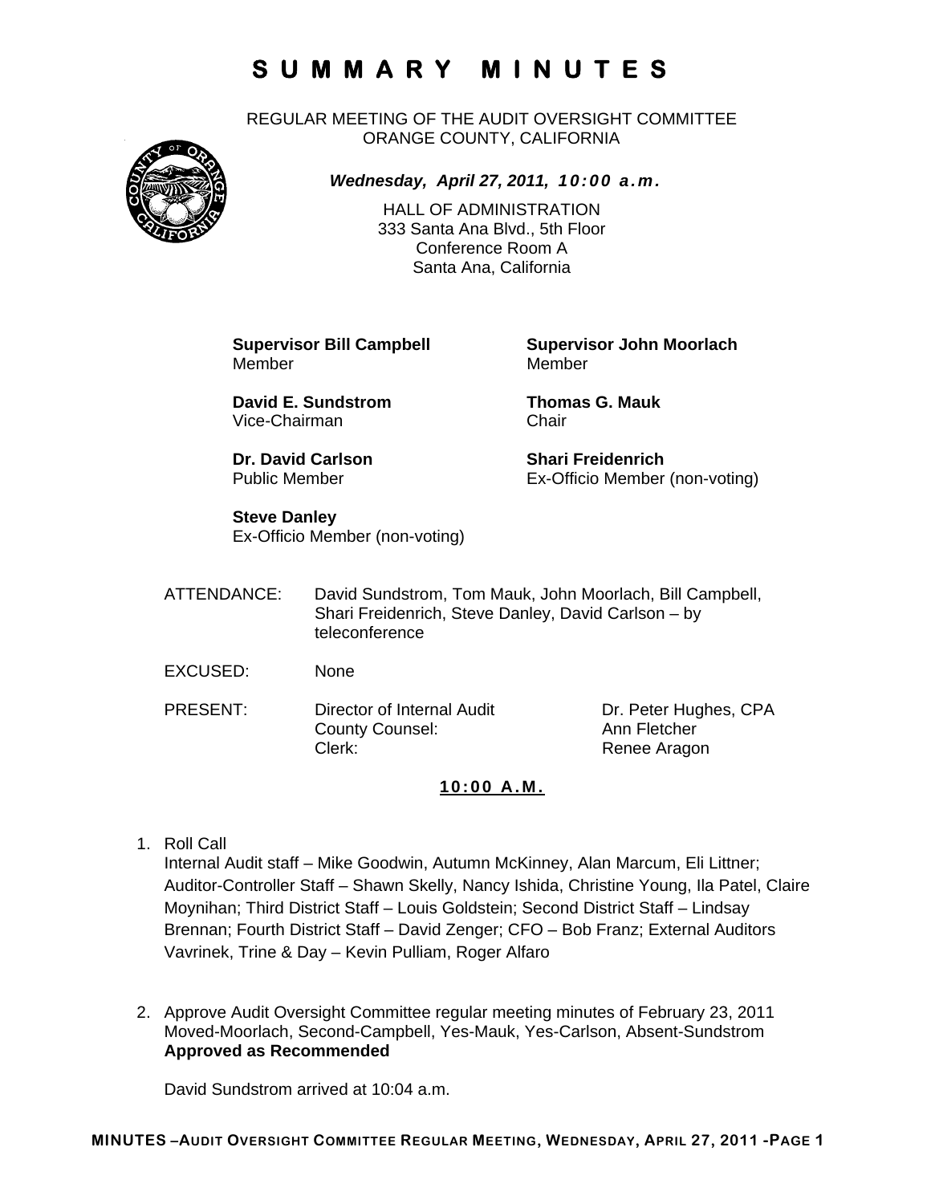# S U M M A R Y   M I N U T E S

REGULAR MEETING OF THE AUDIT OVERSIGHT COMMITTEE
ORANGE COUNTY, CALIFORNIA

***Wednesday, April 27, 2011, 10:00 a.m.***

HALL OF ADMINISTRATION
333 Santa Ana Blvd., 5th Floor
Conference Room A
Santa Ana, California

**Supervisor Bill Campbell**
Member

**Supervisor John Moorlach**
Member

**David E. Sundstrom**
Vice-Chairman

**Thomas G. Mauk**
Chair

**Dr. David Carlson**
Public Member

**Shari Freidenrich**
Ex-Officio Member (non-voting)

**Steve Danley**
Ex-Officio Member (non-voting)

ATTENDANCE: David Sundstrom, Tom Mauk, John Moorlach, Bill Campbell, Shari Freidenrich, Steve Danley, David Carlson – by teleconference

EXCUSED: None

PRESENT:

| | | |
|---|---|---|
| | Director of Internal Audit | Dr. Peter Hughes, CPA |
| | County Counsel: | Ann Fletcher |
| | Clerk: | Renee Aragon |

**10:00 A.M.**

1. Roll Call
   Internal Audit staff – Mike Goodwin, Autumn McKinney, Alan Marcum, Eli Littner; Auditor-Controller Staff – Shawn Skelly, Nancy Ishida, Christine Young, Ila Patel, Claire Moynihan; Third District Staff – Louis Goldstein; Second District Staff – Lindsay Brennan; Fourth District Staff – David Zenger; CFO – Bob Franz; External Auditors Vavrinek, Trine & Day – Kevin Pulliam, Roger Alfaro

2. Approve Audit Oversight Committee regular meeting minutes of February 23, 2011
   Moved-Moorlach, Second-Campbell, Yes-Mauk, Yes-Carlson, Absent-Sundstrom
   **Approved as Recommended**

   David Sundstrom arrived at 10:04 a.m.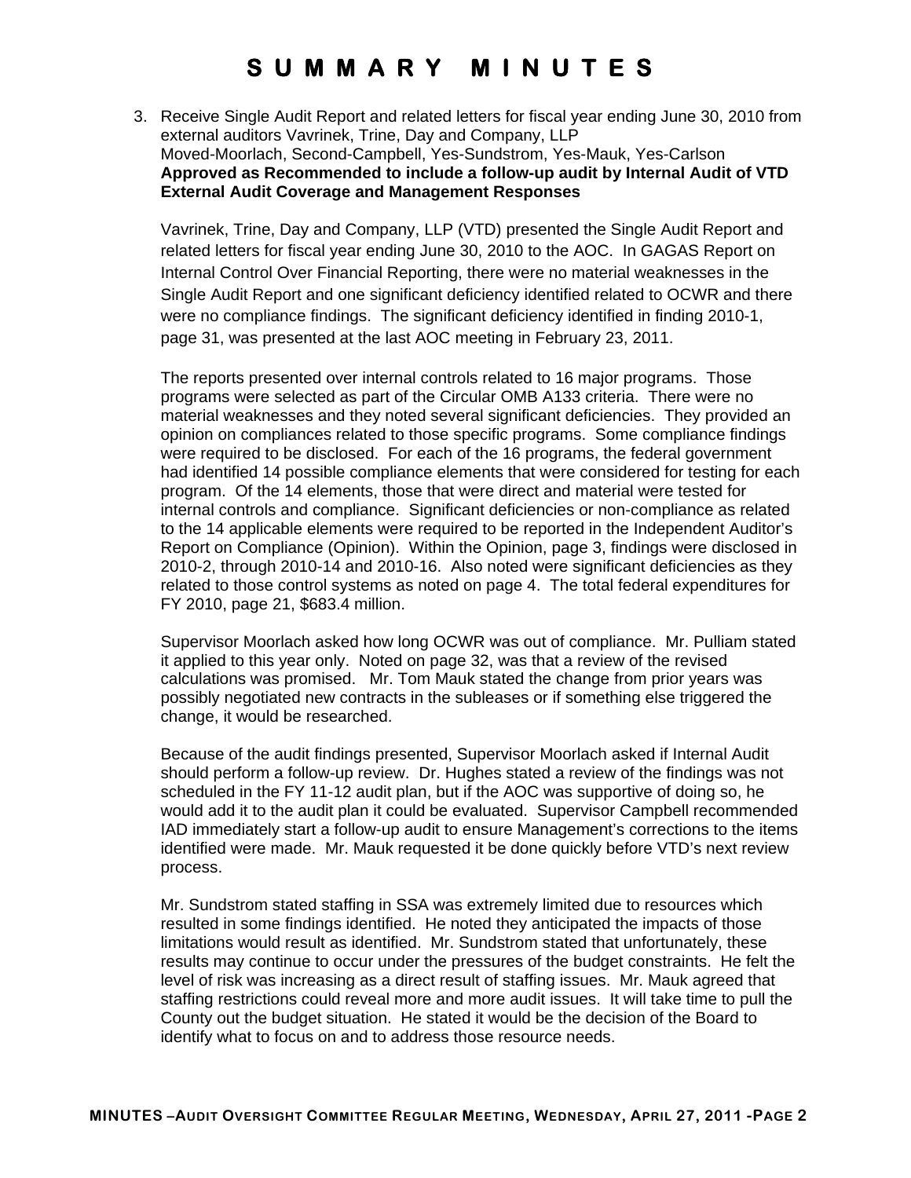# S U M M A R Y M I N U T E S

3. Receive Single Audit Report and related letters for fiscal year ending June 30, 2010 from external auditors Vavrinek, Trine, Day and Company, LLP
Moved-Moorlach, Second-Campbell, Yes-Sundstrom, Yes-Mauk, Yes-Carlson
**Approved as Recommended to include a follow-up audit by Internal Audit of VTD External Audit Coverage and Management Responses**

   Vavrinek, Trine, Day and Company, LLP (VTD) presented the Single Audit Report and related letters for fiscal year ending June 30, 2010 to the AOC. In GAGAS Report on Internal Control Over Financial Reporting, there were no material weaknesses in the Single Audit Report and one significant deficiency identified related to OCWR and there were no compliance findings. The significant deficiency identified in finding 2010-1, page 31, was presented at the last AOC meeting in February 23, 2011.

   The reports presented over internal controls related to 16 major programs. Those programs were selected as part of the Circular OMB A133 criteria. There were no material weaknesses and they noted several significant deficiencies. They provided an opinion on compliances related to those specific programs. Some compliance findings were required to be disclosed. For each of the 16 programs, the federal government had identified 14 possible compliance elements that were considered for testing for each program. Of the 14 elements, those that were direct and material were tested for internal controls and compliance. Significant deficiencies or non-compliance as related to the 14 applicable elements were required to be reported in the Independent Auditor's Report on Compliance (Opinion). Within the Opinion, page 3, findings were disclosed in 2010-2, through 2010-14 and 2010-16. Also noted were significant deficiencies as they related to those control systems as noted on page 4. The total federal expenditures for FY 2010, page 21, $683.4 million.

   Supervisor Moorlach asked how long OCWR was out of compliance. Mr. Pulliam stated it applied to this year only. Noted on page 32, was that a review of the revised calculations was promised. Mr. Tom Mauk stated the change from prior years was possibly negotiated new contracts in the subleases or if something else triggered the change, it would be researched.

   Because of the audit findings presented, Supervisor Moorlach asked if Internal Audit should perform a follow-up review. Dr. Hughes stated a review of the findings was not scheduled in the FY 11-12 audit plan, but if the AOC was supportive of doing so, he would add it to the audit plan it could be evaluated. Supervisor Campbell recommended IAD immediately start a follow-up audit to ensure Management's corrections to the items identified were made. Mr. Mauk requested it be done quickly before VTD's next review process.

   Mr. Sundstrom stated staffing in SSA was extremely limited due to resources which resulted in some findings identified. He noted they anticipated the impacts of those limitations would result as identified. Mr. Sundstrom stated that unfortunately, these results may continue to occur under the pressures of the budget constraints. He felt the level of risk was increasing as a direct result of staffing issues. Mr. Mauk agreed that staffing restrictions could reveal more and more audit issues. It will take time to pull the County out the budget situation. He stated it would be the decision of the Board to identify what to focus on and to address those resource needs.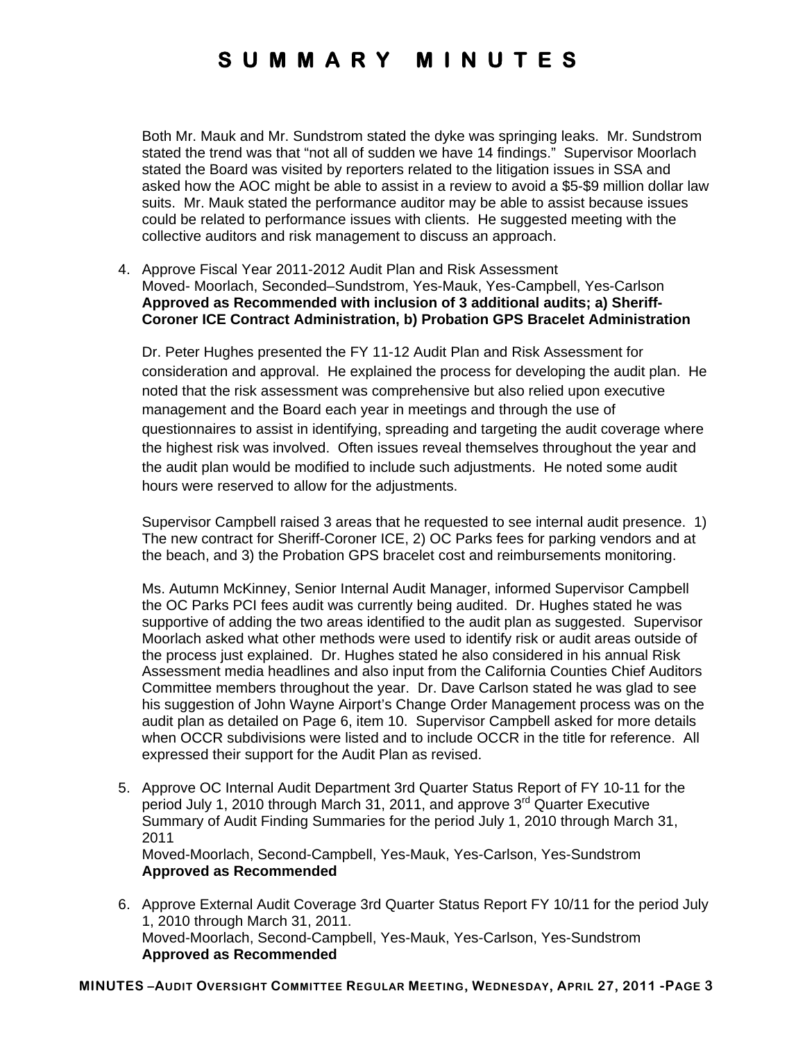Both Mr. Mauk and Mr. Sundstrom stated the dyke was springing leaks. Mr. Sundstrom stated the trend was that "not all of sudden we have 14 findings." Supervisor Moorlach stated the Board was visited by reporters related to the litigation issues in SSA and asked how the AOC might be able to assist in a review to avoid a $5-$9 million dollar law suits. Mr. Mauk stated the performance auditor may be able to assist because issues could be related to performance issues with clients. He suggested meeting with the collective auditors and risk management to discuss an approach.

4. Approve Fiscal Year 2011-2012 Audit Plan and Risk Assessment
   Moved- Moorlach, Seconded–Sundstrom, Yes-Mauk, Yes-Campbell, Yes-Carlson
   **Approved as Recommended with inclusion of 3 additional audits; a) Sheriff-Coroner ICE Contract Administration, b) Probation GPS Bracelet Administration**

   Dr. Peter Hughes presented the FY 11-12 Audit Plan and Risk Assessment for consideration and approval. He explained the process for developing the audit plan. He noted that the risk assessment was comprehensive but also relied upon executive management and the Board each year in meetings and through the use of questionnaires to assist in identifying, spreading and targeting the audit coverage where the highest risk was involved. Often issues reveal themselves throughout the year and the audit plan would be modified to include such adjustments. He noted some audit hours were reserved to allow for the adjustments.

   Supervisor Campbell raised 3 areas that he requested to see internal audit presence. 1) The new contract for Sheriff-Coroner ICE, 2) OC Parks fees for parking vendors and at the beach, and 3) the Probation GPS bracelet cost and reimbursements monitoring.

   Ms. Autumn McKinney, Senior Internal Audit Manager, informed Supervisor Campbell the OC Parks PCI fees audit was currently being audited. Dr. Hughes stated he was supportive of adding the two areas identified to the audit plan as suggested. Supervisor Moorlach asked what other methods were used to identify risk or audit areas outside of the process just explained. Dr. Hughes stated he also considered in his annual Risk Assessment media headlines and also input from the California Counties Chief Auditors Committee members throughout the year. Dr. Dave Carlson stated he was glad to see his suggestion of John Wayne Airport's Change Order Management process was on the audit plan as detailed on Page 6, item 10. Supervisor Campbell asked for more details when OCCR subdivisions were listed and to include OCCR in the title for reference. All expressed their support for the Audit Plan as revised.

5. Approve OC Internal Audit Department 3rd Quarter Status Report of FY 10-11 for the period July 1, 2010 through March 31, 2011, and approve 3rd Quarter Executive Summary of Audit Finding Summaries for the period July 1, 2010 through March 31, 2011
   Moved-Moorlach, Second-Campbell, Yes-Mauk, Yes-Carlson, Yes-Sundstrom
   **Approved as Recommended**

6. Approve External Audit Coverage 3rd Quarter Status Report FY 10/11 for the period July 1, 2010 through March 31, 2011.
   Moved-Moorlach, Second-Campbell, Yes-Mauk, Yes-Carlson, Yes-Sundstrom
   **Approved as Recommended**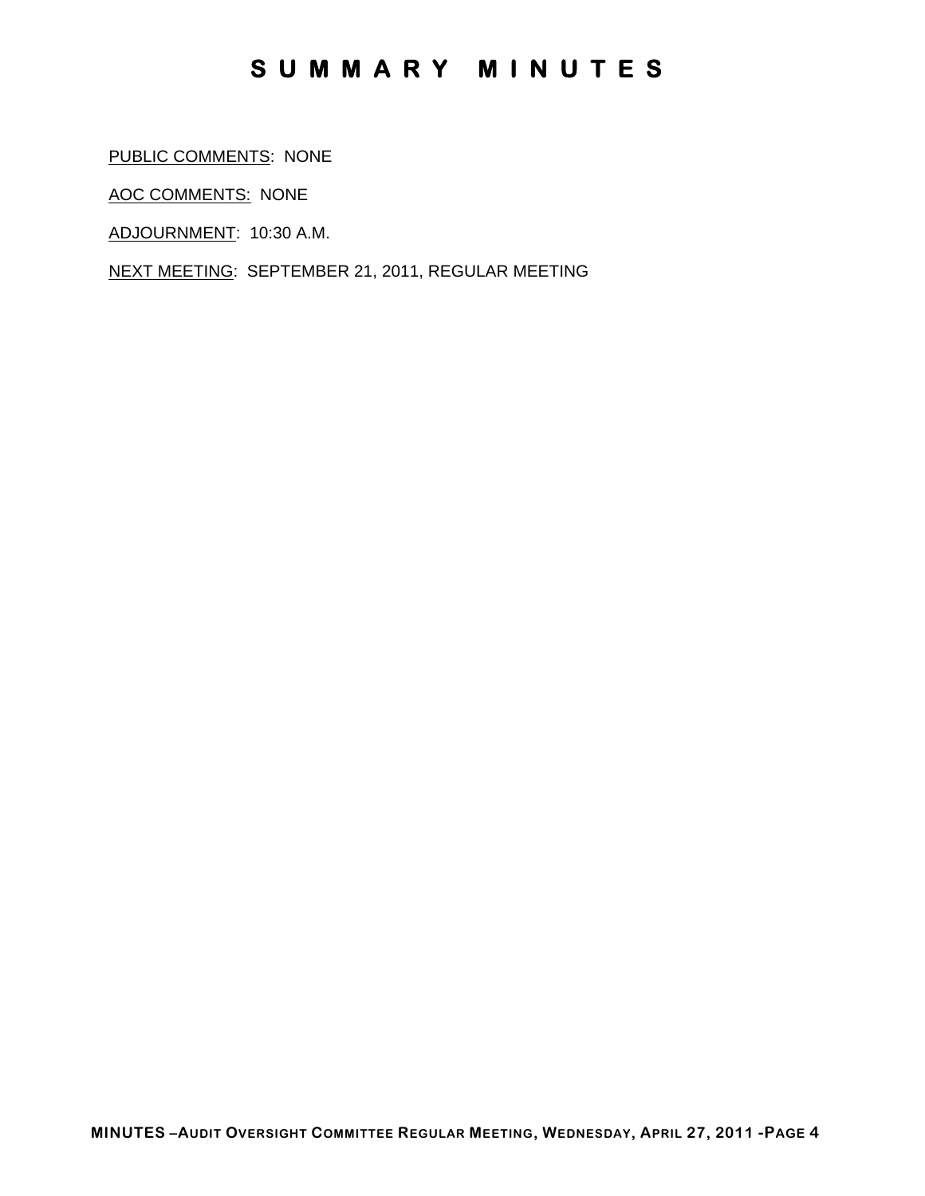# SUMMARY MINUTES

PUBLIC COMMENTS: NONE

AOC COMMENTS: NONE

ADJOURNMENT: 10:30 A.M.

NEXT MEETING: SEPTEMBER 21, 2011, REGULAR MEETING